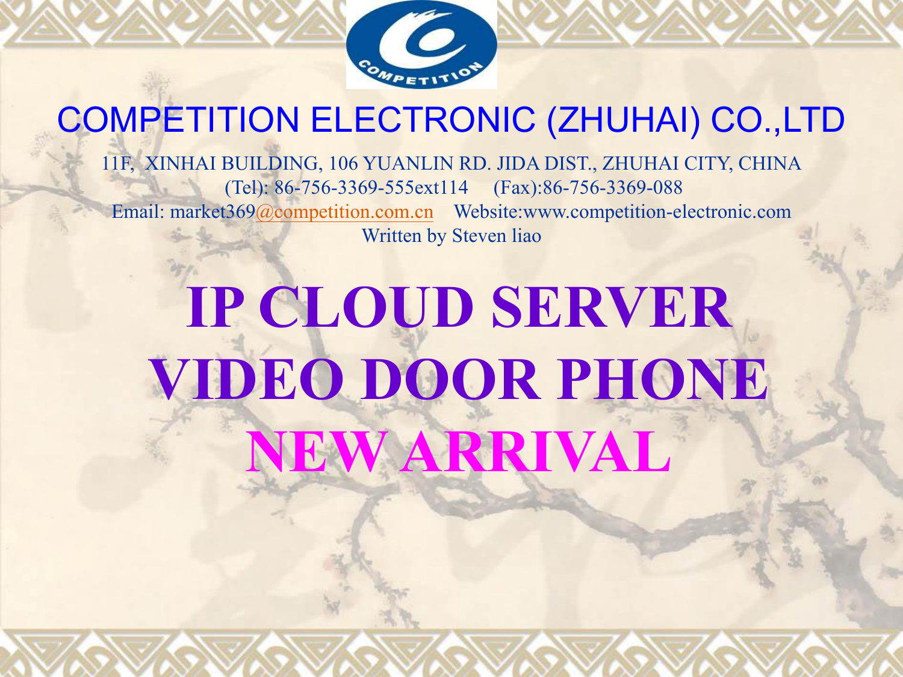## COMPETITION ELECTRONIC (ZHUHAI) CO.,LTD

11F, XINHAI BUILDING, 106 YUANLIN RD. JIDA DIST., ZHUHAI CITY, CHINA

(Tel): 86-756-3369-555ext114 (Fax):86-756-3369-088

Email: market369@competition.com.cn Website:www.competition-electronic.com

Written by Steven liao

# IP CLOUD SERVER VIDEO DOOR PHONE NEW ARRIVAL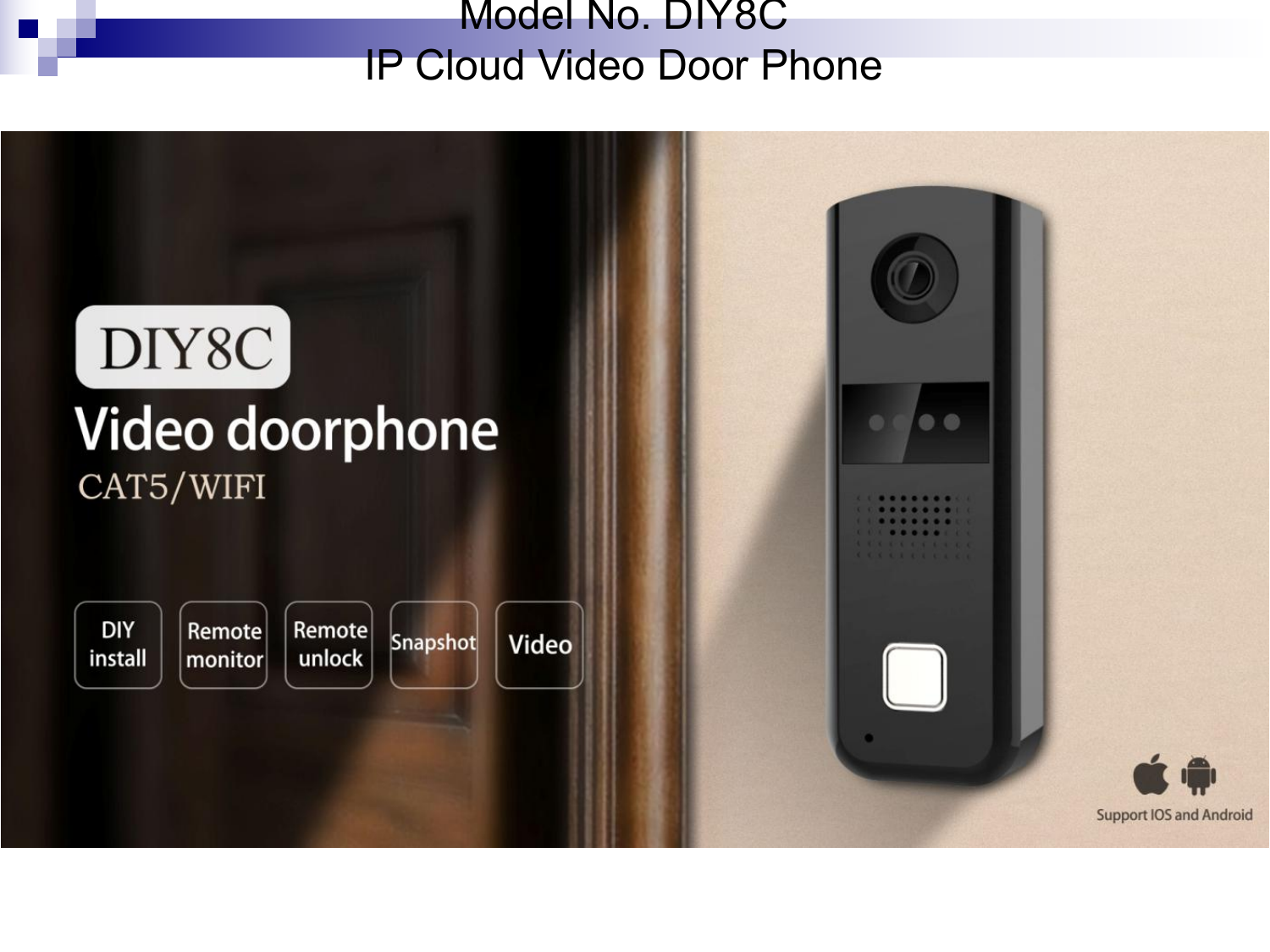# Model No. DIY8C
# IP Cloud Video Door Phone

DIY8C

Video doorphone

CAT5/WIFI

DIY install | Remote monitor | Remote unlock | Snapshot | Video

Support IOS and Android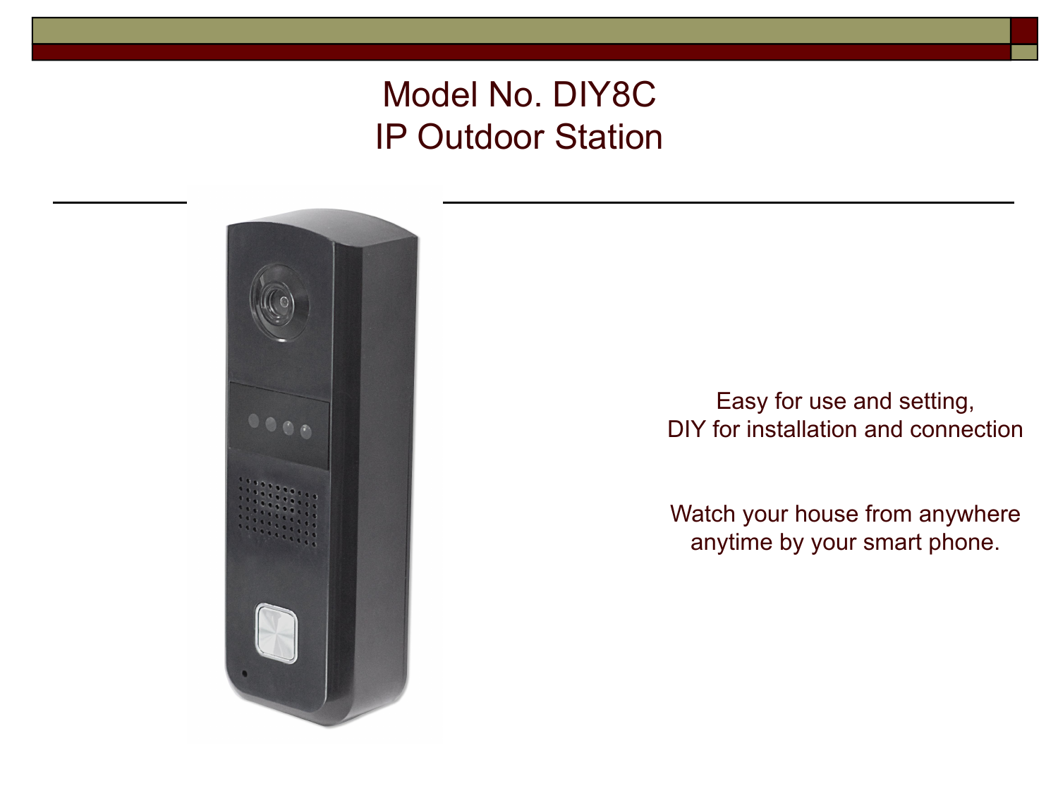# Model No. DIY8C
# IP Outdoor Station

Easy for use and setting,
DIY for installation and connection

Watch your house from anywhere
anytime by your smart phone.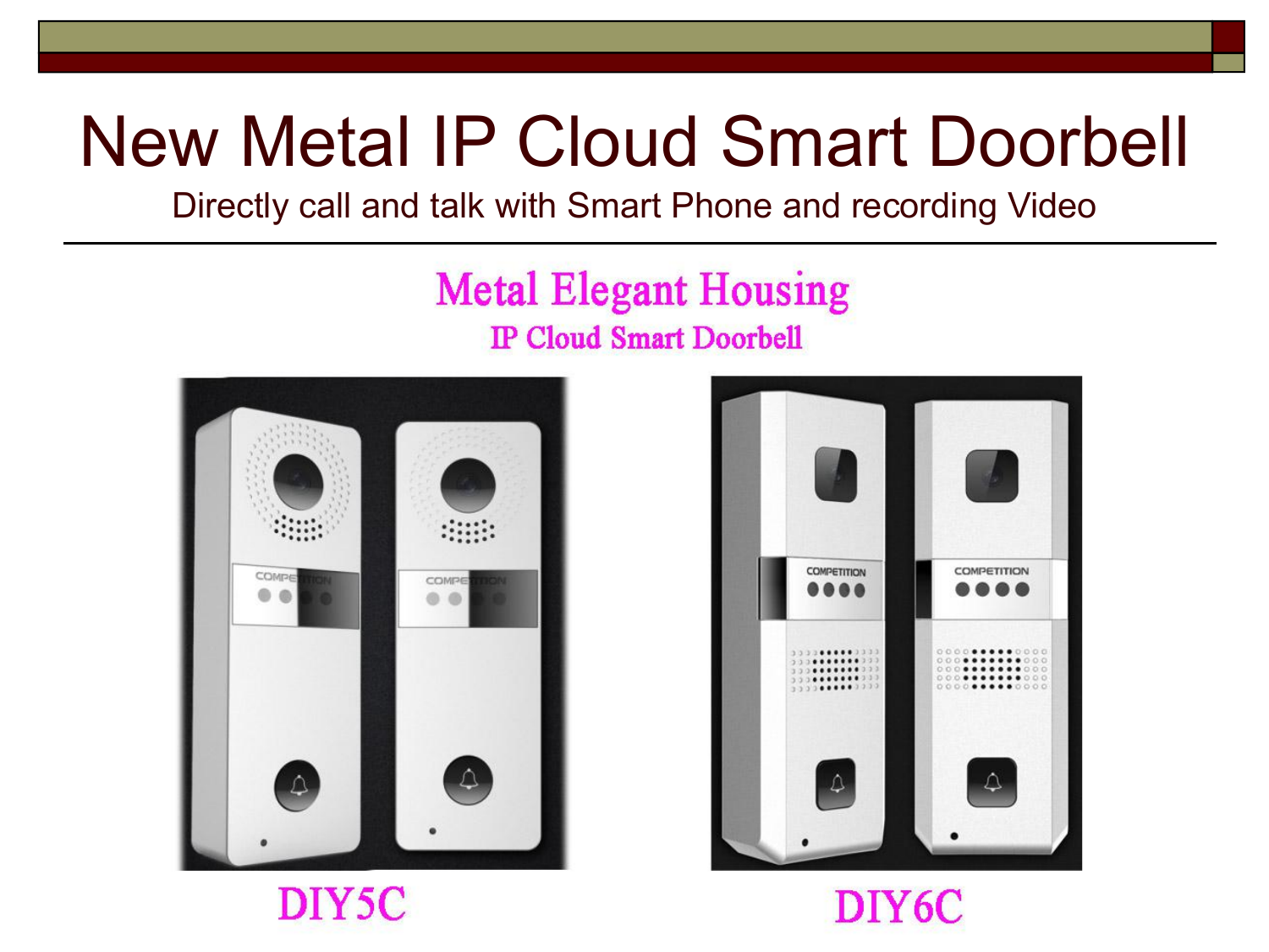# New Metal IP Cloud Smart Doorbell

Directly call and talk with Smart Phone and recording Video

## Metal Elegant Housing

### IP Cloud Smart Doorbell

DIY5C

DIY6C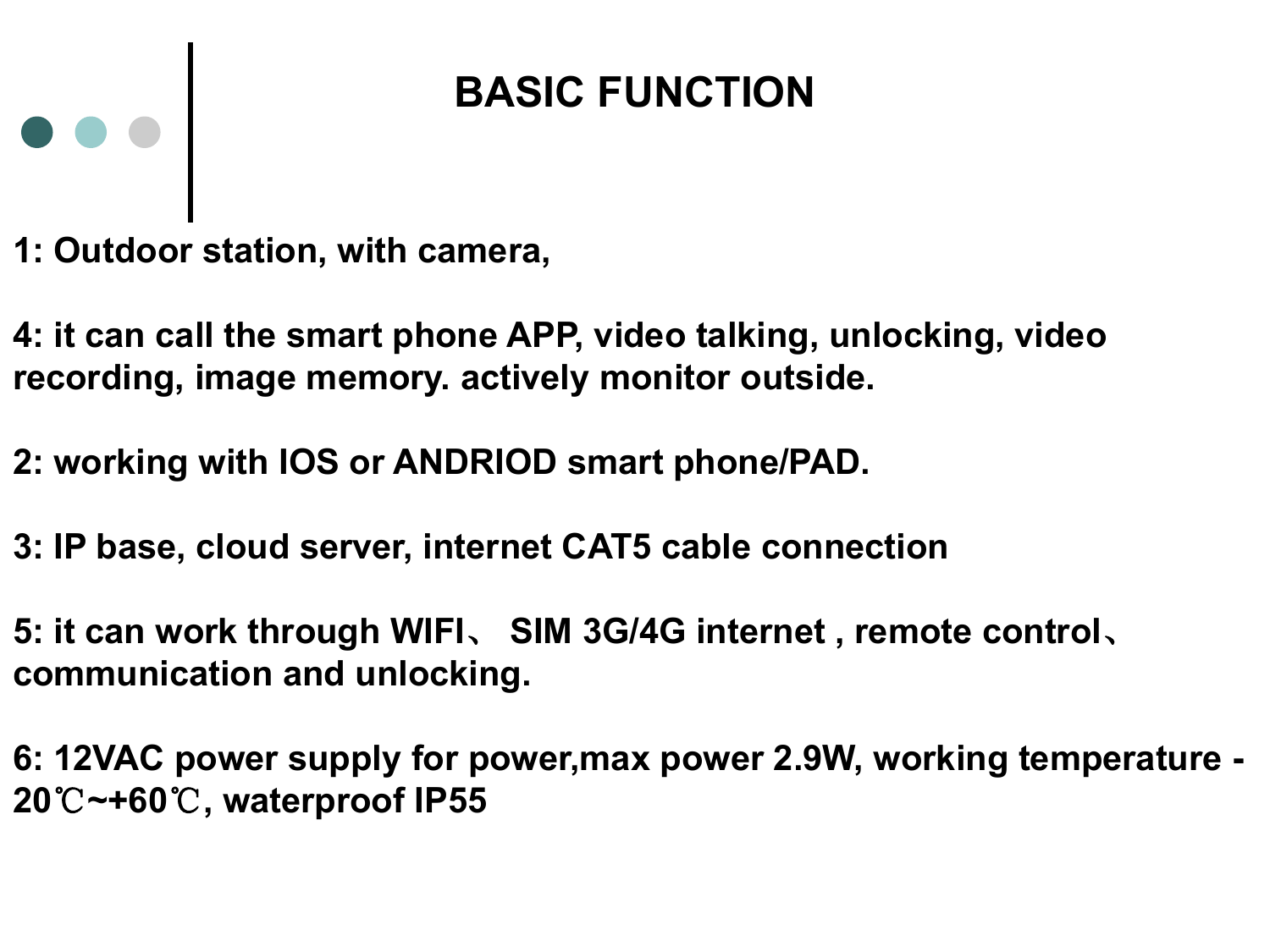# BASIC FUNCTION

**1: Outdoor station, with camera,**

**4: it can call the smart phone APP, video talking, unlocking, video recording, image memory. actively monitor outside.**

**2: working with IOS or ANDRIOD smart phone/PAD.**

**3: IP base, cloud server, internet CAT5 cable connection**

**5: it can work through WIFI、 SIM 3G/4G internet , remote control、communication and unlocking.**

**6: 12VAC power supply for power,max power 2.9W, working temperature -20℃~+60℃, waterproof IP55**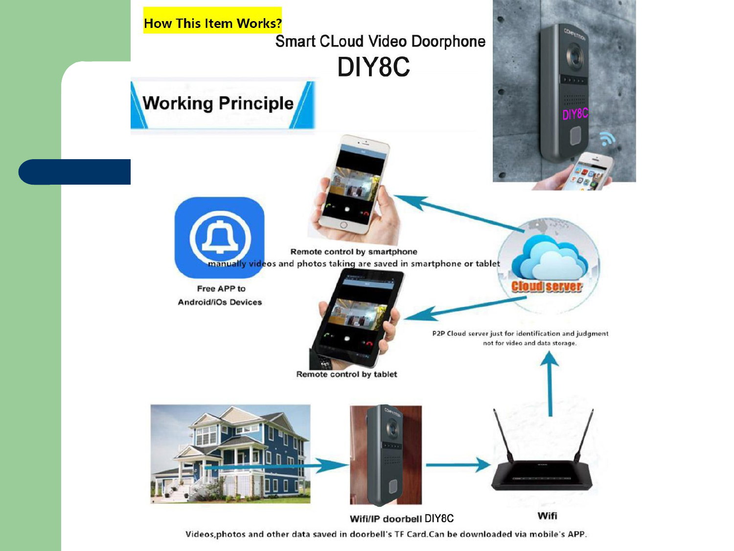**How This Item Works?**

Smart CLoud Video Doorphone

# DIY8C

## Working Principle

Remote control by smartphone

manually videos and photos taking are saved in smartphone or tablet

Free APP to Android/iOs Devices

Cloud server

Remote control by tablet

P2P Cloud server just for identification and judgment not for video and data storage.

Wifi/IP doorbell DIY8C

Wifi

Videos,photos and other data saved in doorbell's TF Card.Can be downloaded via mobile's APP.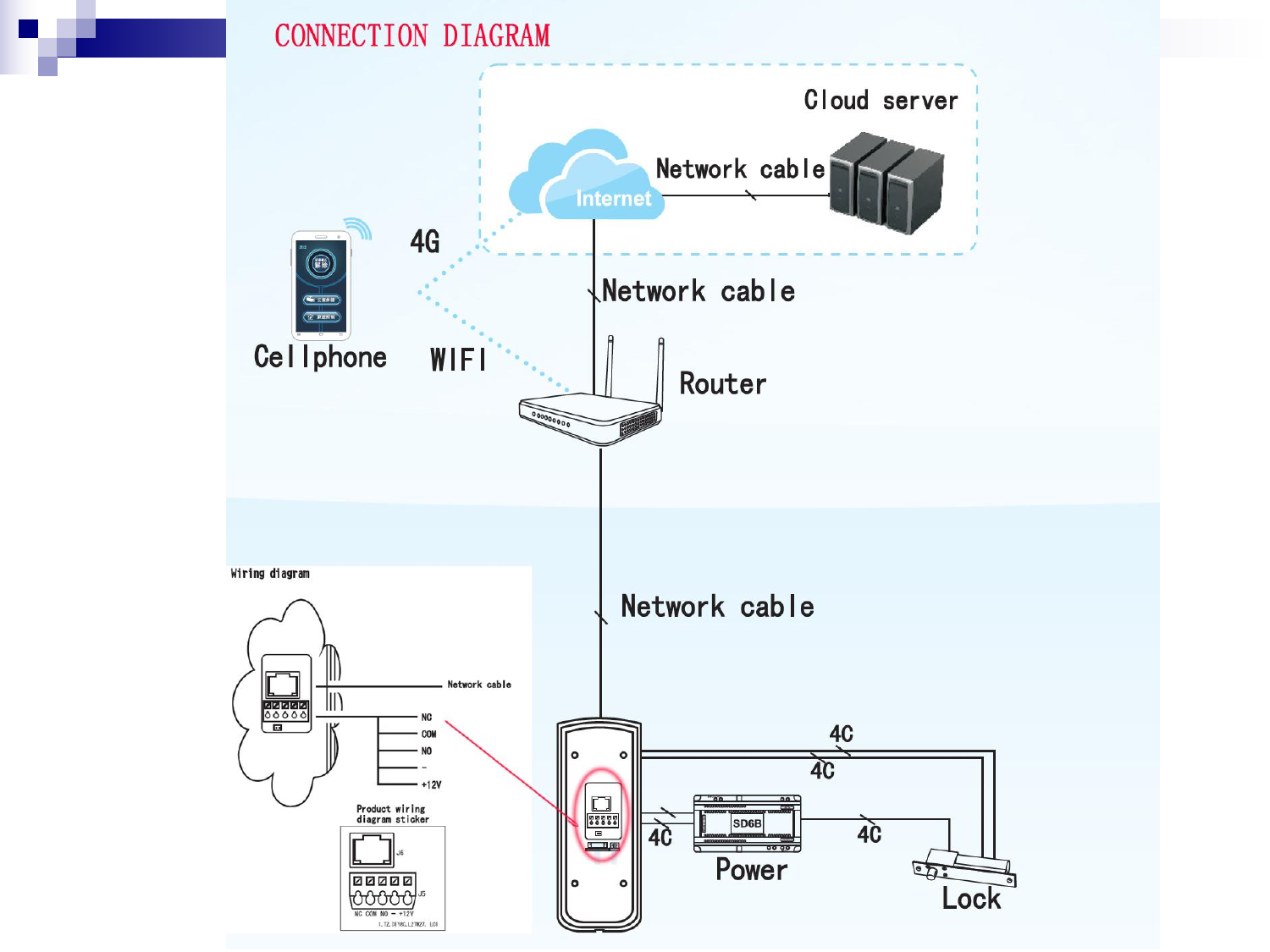# CONNECTION DIAGRAM

Cloud server

Network cable

Internet

4G

Cellphone

WIFI

Network cable

Router

Network cable

Wiring diagram

Network cable

NC

COM

NO

-

+12V

Product wiring diagram sticker

J6

J5

NC COM NO − +12V

4C

4C

4C

SD6B

4C

Power

Lock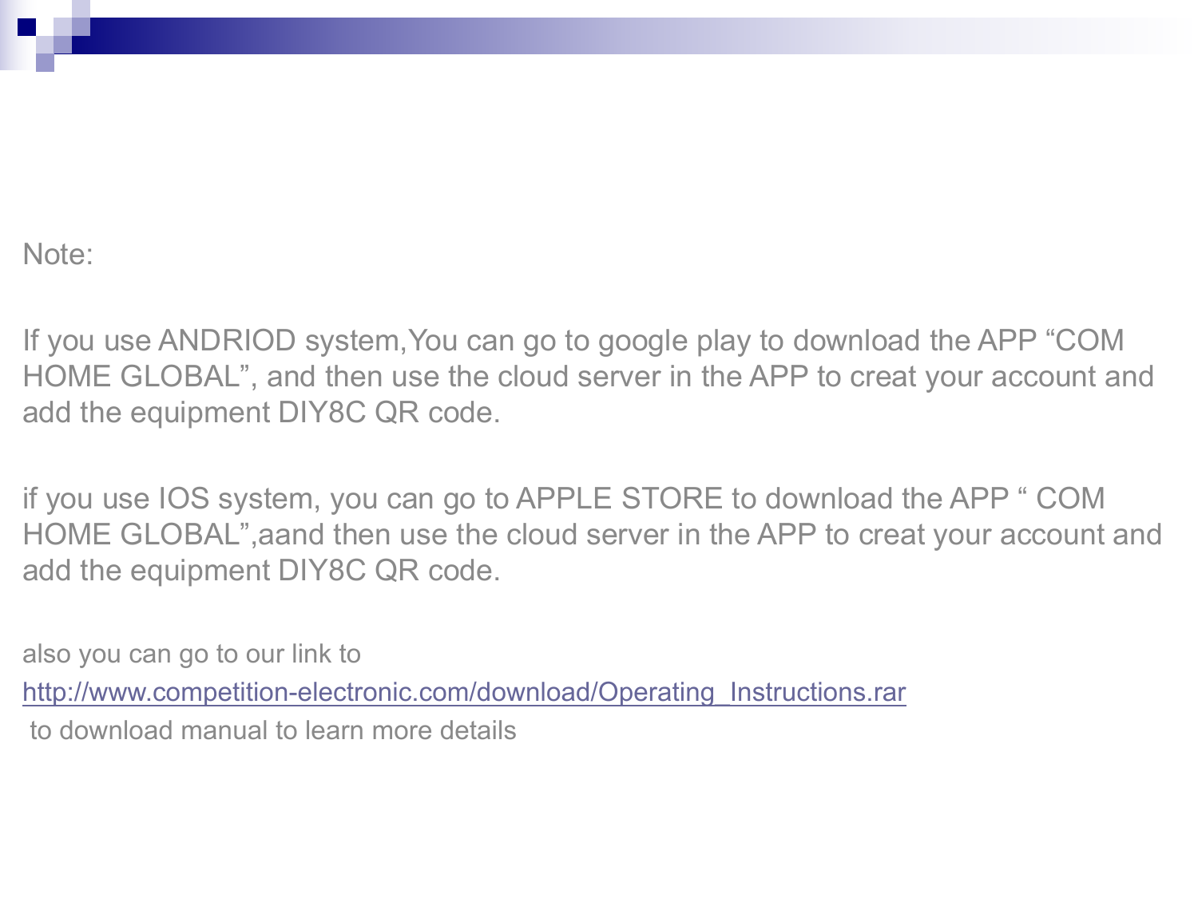Note:

If you use ANDRIOD system,You can go to google play to download the APP “COM HOME GLOBAL”, and then use the cloud server in the APP to creat your account and add the equipment DIY8C QR code.

if you use IOS system, you can go to APPLE STORE to download the APP “ COM HOME GLOBAL”,aand then use the cloud server in the APP to creat your account and add the equipment DIY8C QR code.

also you can go to our link to

http://www.competition-electronic.com/download/Operating_Instructions.rar

to download manual to learn more details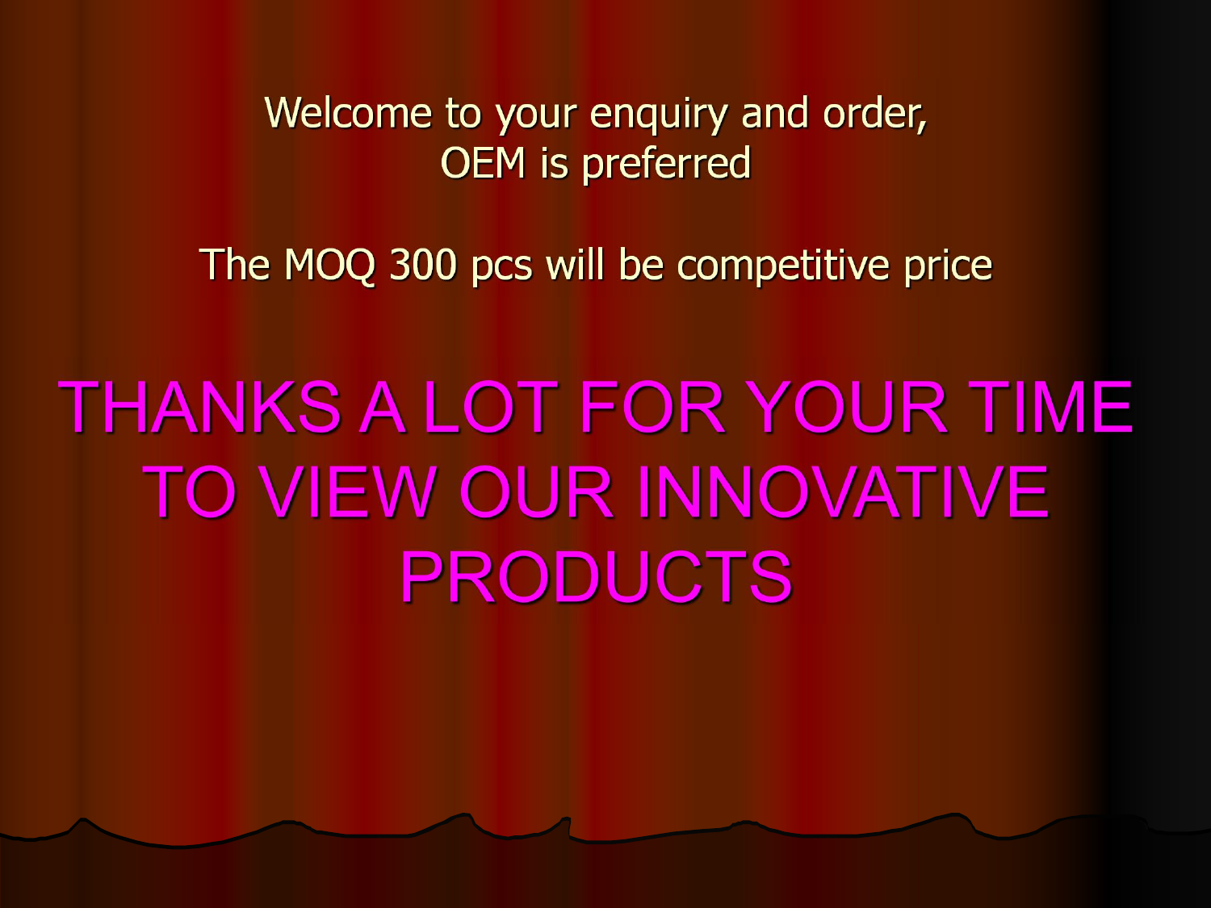Welcome to your enquiry and order,
OEM is preferred

The MOQ 300 pcs will be competitive price

# THANKS A LOT FOR YOUR TIME TO VIEW OUR INNOVATIVE PRODUCTS